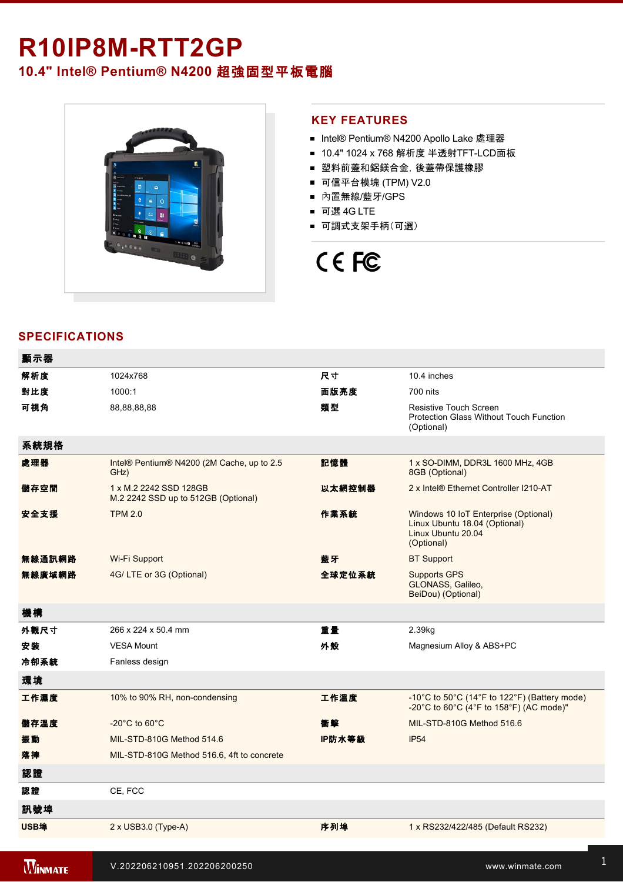# R10IP8M-RTT2GP

## 10.4" Intel® Pentium® N4200 超強固型平板電腦

## KEY FEATURES

- Intel® Pentium® N4200 Apollo Lake 處理器
- 10.4" 1024 x 768 解析度 半透射TFT-LCD面板
- 塑料前蓋和鋁鎂合金，後蓋帶保護橡膠
- 可信平台模塊 (TPM) V2.0
- 內置無線/藍牙/GPS
- 可選 4G LTE
- 可調式支架手柄（可選）

## SPECIFICATIONS

| 顯示器 | | | |
|---|---|---|---|
| 解析度 | 1024x768 | 尺寸 | 10.4 inches |
| 對比度 | 1000:1 | 面版亮度 | 700 nits |
| 可視角 | 88,88,88,88 | 類型 | Resistive Touch Screen<br>Protection Glass Without Touch Function (Optional) |
| **系統規格** | | | |
| 處理器 | Intel® Pentium® N4200 (2M Cache, up to 2.5 GHz) | 記憶體 | 1 x SO-DIMM, DDR3L 1600 MHz, 4GB<br>8GB (Optional) |
| 儲存空間 | 1 x M.2 2242 SSD 128GB<br>M.2 2242 SSD up to 512GB (Optional) | 以太網控制器 | 2 x Intel® Ethernet Controller I210-AT |
| 安全支援 | TPM 2.0 | 作業系統 | Windows 10 IoT Enterprise (Optional)<br>Linux Ubuntu 18.04 (Optional)<br>Linux Ubuntu 20.04 (Optional) |
| 無線通訊網路 | Wi-Fi Support | 藍牙 | BT Support |
| 無線廣域網路 | 4G/ LTE or 3G (Optional) | 全球定位系統 | Supports GPS<br>GLONASS, Galileo, BeiDou) (Optional) |
| **機構** | | | |
| 外觀尺寸 | 266 x 224 x 50.4 mm | 重量 | 2.39kg |
| 安裝 | VESA Mount | 外殼 | Magnesium Alloy & ABS+PC |
| 冷卻系統 | Fanless design | | |
| **環境** | | | |
| 工作濕度 | 10% to 90% RH, non-condensing | 工作溫度 | -10°C to 50°C (14°F to 122°F) (Battery mode)<br>-20°C to 60°C (4°F to 158°F) (AC mode)" |
| 儲存溫度 | -20°C to 60°C | 衝擊 | MIL-STD-810G Method 516.6 |
| 振動 | MIL-STD-810G Method 514.6 | IP防水等級 | IP54 |
| 落摔 | MIL-STD-810G Method 516.6, 4ft to concrete | | |
| **認證** | | | |
| 認證 | CE, FCC | | |
| **訊號埠** | | | |
| USB埠 | 2 x USB3.0 (Type-A) | 序列埠 | 1 x RS232/422/485 (Default RS232) |

V.202206210951.202206200250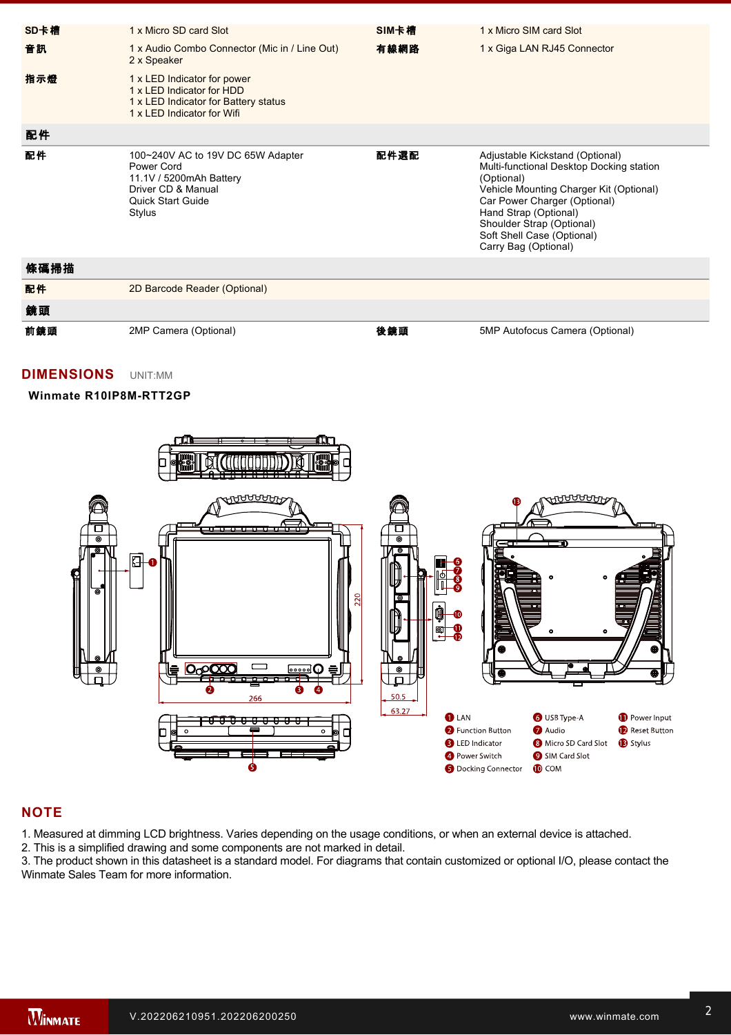| | | | |
|---|---|---|---|
| SD卡槽 | 1 x Micro SD card Slot | SIM卡槽 | 1 x Micro SIM card Slot |
| 音訊 | 1 x Audio Combo Connector (Mic in / Line Out)<br>2 x Speaker | 有線網路 | 1 x Giga LAN RJ45 Connector |
| 指示燈 | 1 x LED Indicator for power<br>1 x LED Indicator for HDD<br>1 x LED Indicator for Battery status<br>1 x LED Indicator for Wifi | | |
| **配件** | | | |
| 配件 | 100~240V AC to 19V DC 65W Adapter<br>Power Cord<br>11.1V / 5200mAh Battery<br>Driver CD & Manual<br>Quick Start Guide<br>Stylus | 配件選配 | Adjustable Kickstand (Optional)<br>Multi-functional Desktop Docking station (Optional)<br>Vehicle Mounting Charger Kit (Optional)<br>Car Power Charger (Optional)<br>Hand Strap (Optional)<br>Shoulder Strap (Optional)<br>Soft Shell Case (Optional)<br>Carry Bag (Optional) |
| **條碼掃描** | | | |
| 配件 | 2D Barcode Reader (Optional) | | |
| **鏡頭** | | | |
| 前鏡頭 | 2MP Camera (Optional) | 後鏡頭 | 5MP Autofocus Camera (Optional) |

## DIMENSIONS UNIT:MM

**Winmate R10IP8M-RTT2GP**

220
266
50.5
63.27

1 LAN
2 Function Button
3 LED Indicator
4 Power Switch
5 Docking Connector
6 USB Type-A
7 Audio
8 Micro SD Card Slot
9 SIM Card Slot
10 COM
11 Power Input
12 Reset Button
13 Stylus

## NOTE

1. Measured at dimming LCD brightness. Varies depending on the usage conditions, or when an external device is attached.
2. This is a simplified drawing and some components are not marked in detail.
3. The product shown in this datasheet is a standard model. For diagrams that contain customized or optional I/O, please contact the Winmate Sales Team for more information.